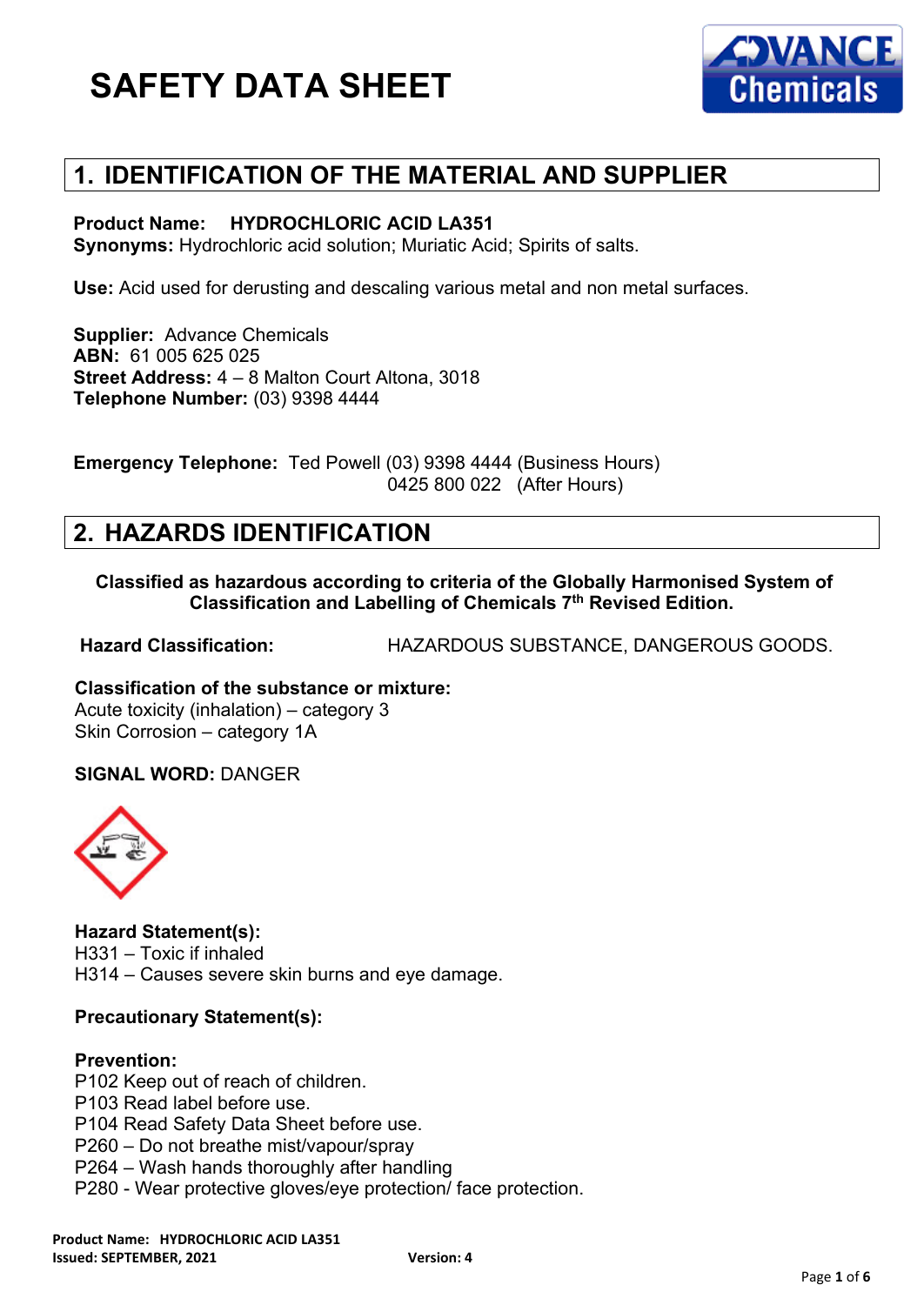# SAFETY DATA SHEET

## 1. IDENTIFICATION OF THE MATERIAL AND SUPPLIER

**Product Name:** **HYDROCHLORIC ACID LA351**
**Synonyms:** Hydrochloric acid solution; Muriatic Acid; Spirits of salts.

**Use:** Acid used for derusting and descaling various metal and non metal surfaces.

**Supplier:** Advance Chemicals
**ABN:** 61 005 625 025
**Street Address:** 4 – 8 Malton Court Altona, 3018
**Telephone Number:** (03) 9398 4444

**Emergency Telephone:** Ted Powell (03) 9398 4444 (Business Hours)
0425 800 022 (After Hours)

## 2. HAZARDS IDENTIFICATION

**Classified as hazardous according to criteria of the Globally Harmonised System of Classification and Labelling of Chemicals 7th Revised Edition.**

**Hazard Classification:** HAZARDOUS SUBSTANCE, DANGEROUS GOODS.

**Classification of the substance or mixture:**
Acute toxicity (inhalation) – category 3
Skin Corrosion – category 1A

**SIGNAL WORD:** DANGER

**Hazard Statement(s):**
H331 – Toxic if inhaled
H314 – Causes severe skin burns and eye damage.

**Precautionary Statement(s):**

**Prevention:**
P102 Keep out of reach of children.
P103 Read label before use.
P104 Read Safety Data Sheet before use.
P260 – Do not breathe mist/vapour/spray
P264 – Wash hands thoroughly after handling
P280 - Wear protective gloves/eye protection/ face protection.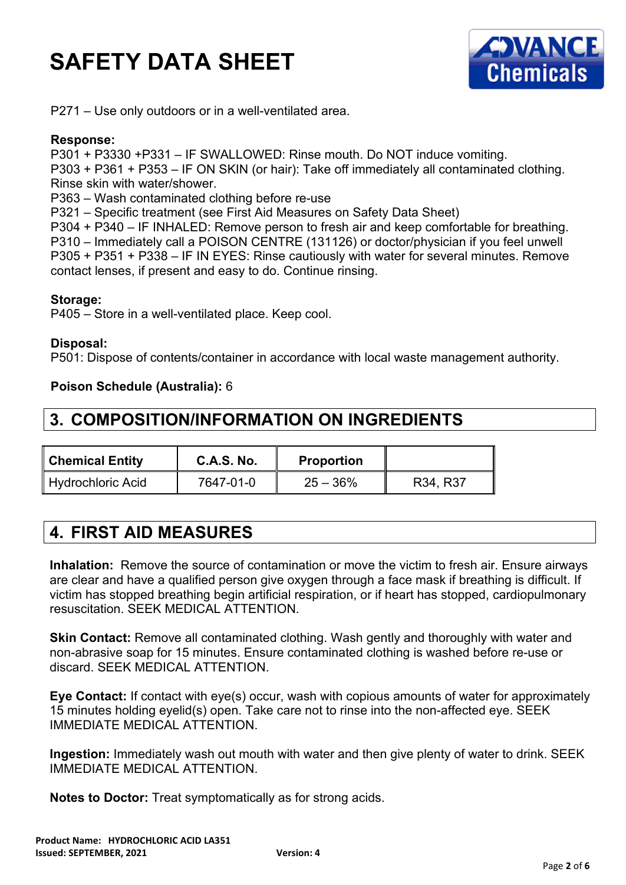P271 – Use only outdoors or in a well-ventilated area.

**Response:**
P301 + P3330 +P331 – IF SWALLOWED: Rinse mouth. Do NOT induce vomiting.
P303 + P361 + P353 – IF ON SKIN (or hair): Take off immediately all contaminated clothing. Rinse skin with water/shower.
P363 – Wash contaminated clothing before re-use
P321 – Specific treatment (see First Aid Measures on Safety Data Sheet)
P304 + P340 – IF INHALED: Remove person to fresh air and keep comfortable for breathing.
P310 – Immediately call a POISON CENTRE (131126) or doctor/physician if you feel unwell
P305 + P351 + P338 – IF IN EYES: Rinse cautiously with water for several minutes. Remove contact lenses, if present and easy to do. Continue rinsing.

**Storage:**
P405 – Store in a well-ventilated place. Keep cool.

**Disposal:**
P501: Dispose of contents/container in accordance with local waste management authority.

**Poison Schedule (Australia):** 6

## 3. COMPOSITION/INFORMATION ON INGREDIENTS

| Chemical Entity | C.A.S. No. | Proportion | |
|---|---|---|---|
| Hydrochloric Acid | 7647-01-0 | 25 – 36% | R34, R37 |

## 4. FIRST AID MEASURES

**Inhalation:** Remove the source of contamination or move the victim to fresh air. Ensure airways are clear and have a qualified person give oxygen through a face mask if breathing is difficult. If victim has stopped breathing begin artificial respiration, or if heart has stopped, cardiopulmonary resuscitation. SEEK MEDICAL ATTENTION.

**Skin Contact:** Remove all contaminated clothing. Wash gently and thoroughly with water and non-abrasive soap for 15 minutes. Ensure contaminated clothing is washed before re-use or discard. SEEK MEDICAL ATTENTION.

**Eye Contact:** If contact with eye(s) occur, wash with copious amounts of water for approximately 15 minutes holding eyelid(s) open. Take care not to rinse into the non-affected eye. SEEK IMMEDIATE MEDICAL ATTENTION.

**Ingestion:** Immediately wash out mouth with water and then give plenty of water to drink. SEEK IMMEDIATE MEDICAL ATTENTION.

**Notes to Doctor:** Treat symptomatically as for strong acids.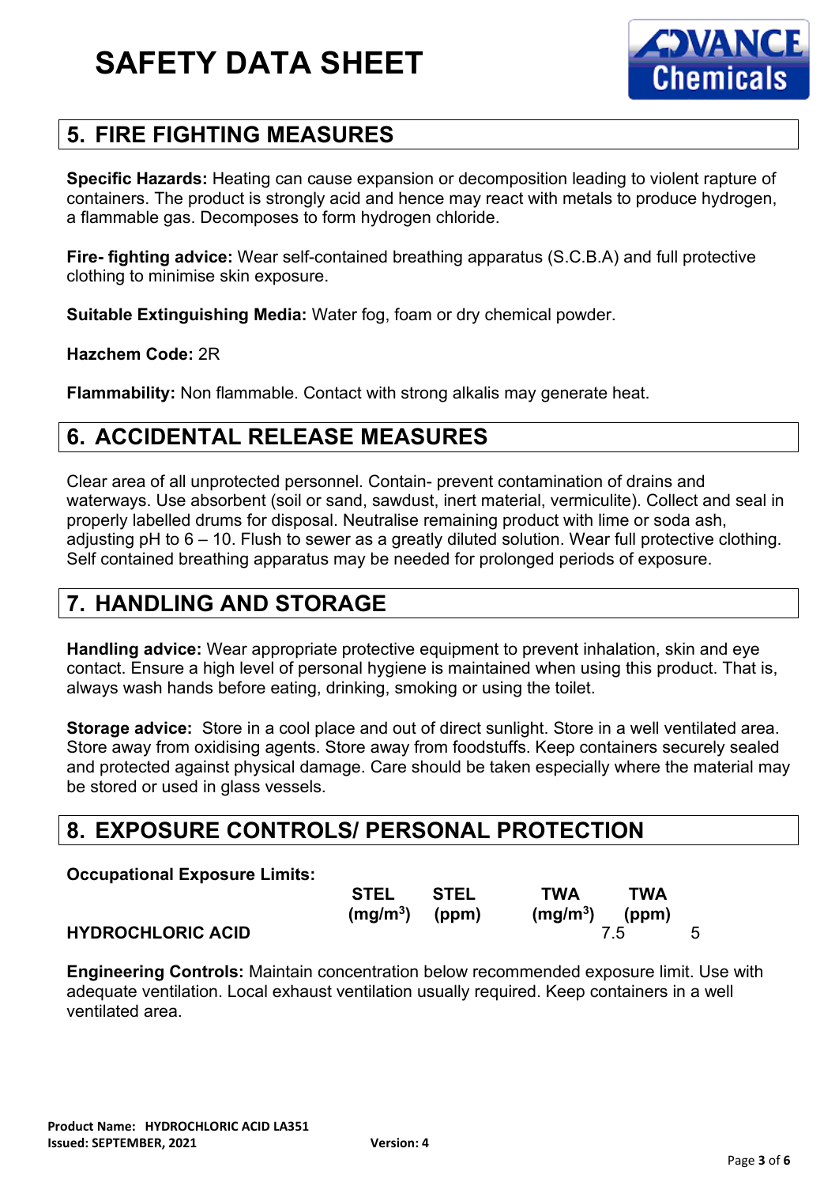## 5. FIRE FIGHTING MEASURES

**Specific Hazards:** Heating can cause expansion or decomposition leading to violent rapture of containers. The product is strongly acid and hence may react with metals to produce hydrogen, a flammable gas. Decomposes to form hydrogen chloride.

**Fire- fighting advice:** Wear self-contained breathing apparatus (S.C.B.A) and full protective clothing to minimise skin exposure.

**Suitable Extinguishing Media:** Water fog, foam or dry chemical powder.

**Hazchem Code:** 2R

**Flammability:** Non flammable. Contact with strong alkalis may generate heat.

## 6. ACCIDENTAL RELEASE MEASURES

Clear area of all unprotected personnel. Contain- prevent contamination of drains and waterways. Use absorbent (soil or sand, sawdust, inert material, vermiculite). Collect and seal in properly labelled drums for disposal. Neutralise remaining product with lime or soda ash, adjusting pH to 6 – 10. Flush to sewer as a greatly diluted solution. Wear full protective clothing. Self contained breathing apparatus may be needed for prolonged periods of exposure.

## 7. HANDLING AND STORAGE

**Handling advice:** Wear appropriate protective equipment to prevent inhalation, skin and eye contact. Ensure a high level of personal hygiene is maintained when using this product. That is, always wash hands before eating, drinking, smoking or using the toilet.

**Storage advice:** Store in a cool place and out of direct sunlight. Store in a well ventilated area. Store away from oxidising agents. Store away from foodstuffs. Keep containers securely sealed and protected against physical damage. Care should be taken especially where the material may be stored or used in glass vessels.

## 8. EXPOSURE CONTROLS/ PERSONAL PROTECTION

**Occupational Exposure Limits:**

| | STEL ($mg/m^3$) | STEL (ppm) | TWA ($mg/m^3$) | TWA (ppm) |
|---|---|---|---|---|
| **HYDROCHLORIC ACID** | | | 7.5 | 5 |

**Engineering Controls:** Maintain concentration below recommended exposure limit. Use with adequate ventilation. Local exhaust ventilation usually required. Keep containers in a well ventilated area.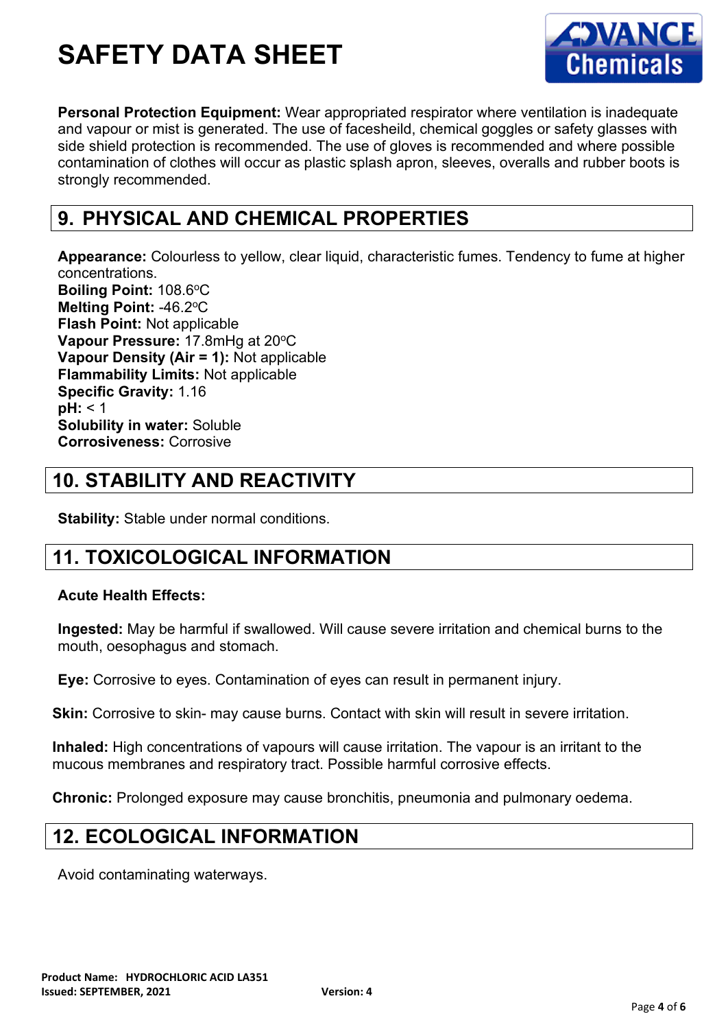**Personal Protection Equipment:** Wear appropriated respirator where ventilation is inadequate and vapour or mist is generated. The use of facesheild, chemical goggles or safety glasses with side shield protection is recommended. The use of gloves is recommended and where possible contamination of clothes will occur as plastic splash apron, sleeves, overalls and rubber boots is strongly recommended.

## 9. PHYSICAL AND CHEMICAL PROPERTIES

**Appearance:** Colourless to yellow, clear liquid, characteristic fumes. Tendency to fume at higher concentrations.
**Boiling Point:** 108.6°C
**Melting Point:** -46.2°C
**Flash Point:** Not applicable
**Vapour Pressure:** 17.8mHg at 20°C
**Vapour Density (Air = 1):** Not applicable
**Flammability Limits:** Not applicable
**Specific Gravity:** 1.16
**pH:** < 1
**Solubility in water:** Soluble
**Corrosiveness:** Corrosive

## 10. STABILITY AND REACTIVITY

**Stability:** Stable under normal conditions.

## 11. TOXICOLOGICAL INFORMATION

**Acute Health Effects:**

**Ingested:** May be harmful if swallowed. Will cause severe irritation and chemical burns to the mouth, oesophagus and stomach.

**Eye:** Corrosive to eyes. Contamination of eyes can result in permanent injury.

**Skin:** Corrosive to skin- may cause burns. Contact with skin will result in severe irritation.

**Inhaled:** High concentrations of vapours will cause irritation. The vapour is an irritant to the mucous membranes and respiratory tract. Possible harmful corrosive effects.

**Chronic:** Prolonged exposure may cause bronchitis, pneumonia and pulmonary oedema.

## 12. ECOLOGICAL INFORMATION

Avoid contaminating waterways.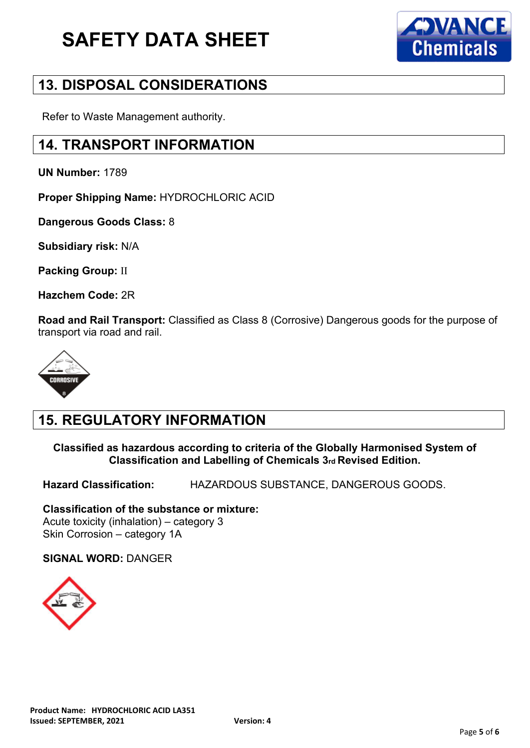# SAFETY DATA SHEET

## 13. DISPOSAL CONSIDERATIONS

Refer to Waste Management authority.

## 14. TRANSPORT INFORMATION

**UN Number:** 1789

**Proper Shipping Name:** HYDROCHLORIC ACID

**Dangerous Goods Class:** 8

**Subsidiary risk:** N/A

**Packing Group:** II

**Hazchem Code:** 2R

**Road and Rail Transport:** Classified as Class 8 (Corrosive) Dangerous goods for the purpose of transport via road and rail.

## 15. REGULATORY INFORMATION

**Classified as hazardous according to criteria of the Globally Harmonised System of Classification and Labelling of Chemicals 3rd Revised Edition.**

**Hazard Classification:** HAZARDOUS SUBSTANCE, DANGEROUS GOODS.

**Classification of the substance or mixture:**
Acute toxicity (inhalation) – category 3
Skin Corrosion – category 1A

**SIGNAL WORD:** DANGER

**Product Name: HYDROCHLORIC ACID LA351**
**Issued: SEPTEMBER, 2021** **Version: 4**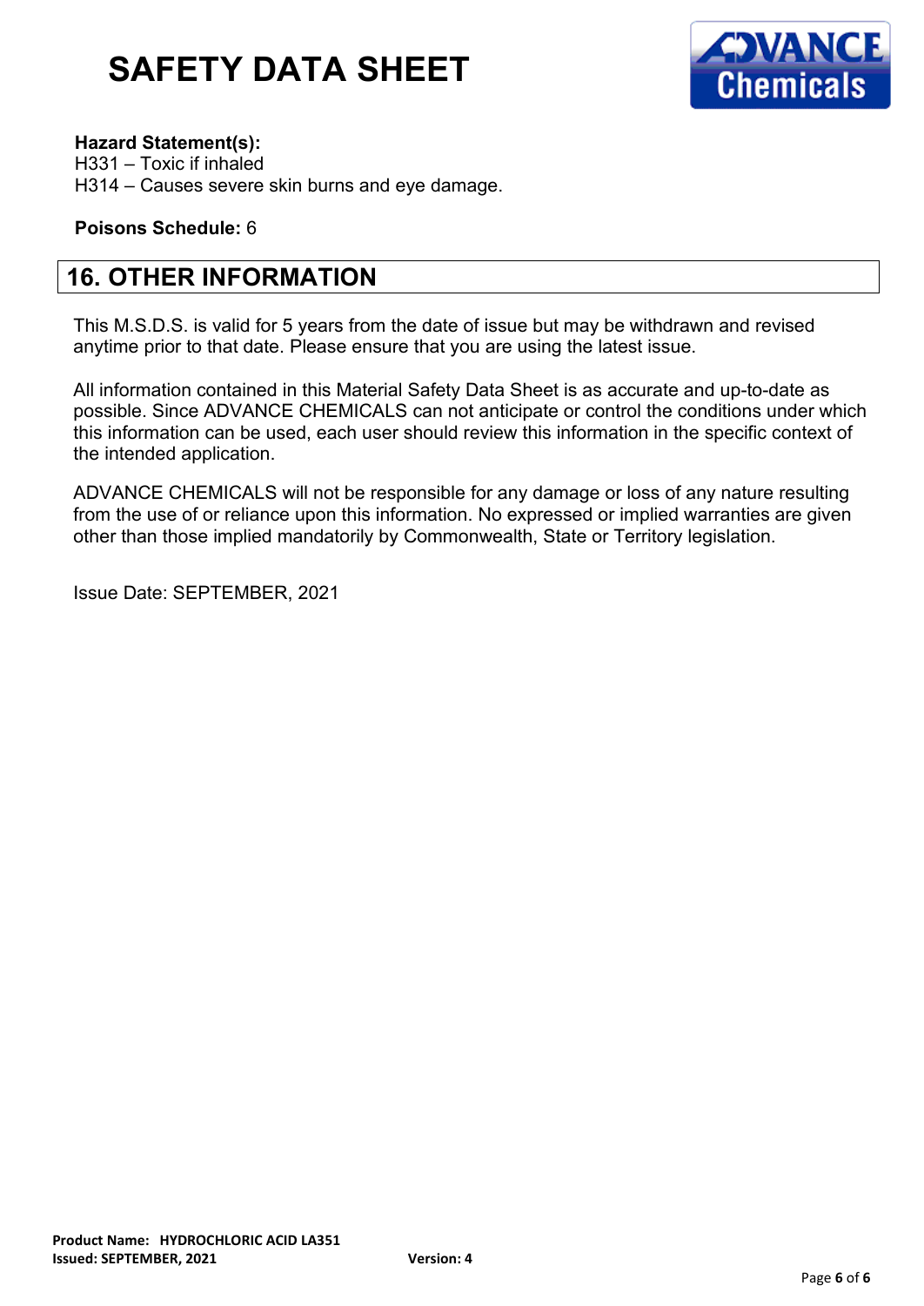**Hazard Statement(s):**
H331 – Toxic if inhaled
H314 – Causes severe skin burns and eye damage.

**Poisons Schedule:** 6

## 16. OTHER INFORMATION

This M.S.D.S. is valid for 5 years from the date of issue but may be withdrawn and revised anytime prior to that date. Please ensure that you are using the latest issue.

All information contained in this Material Safety Data Sheet is as accurate and up-to-date as possible. Since ADVANCE CHEMICALS can not anticipate or control the conditions under which this information can be used, each user should review this information in the specific context of the intended application.

ADVANCE CHEMICALS will not be responsible for any damage or loss of any nature resulting from the use of or reliance upon this information. No expressed or implied warranties are given other than those implied mandatorily by Commonwealth, State or Territory legislation.

Issue Date: SEPTEMBER, 2021